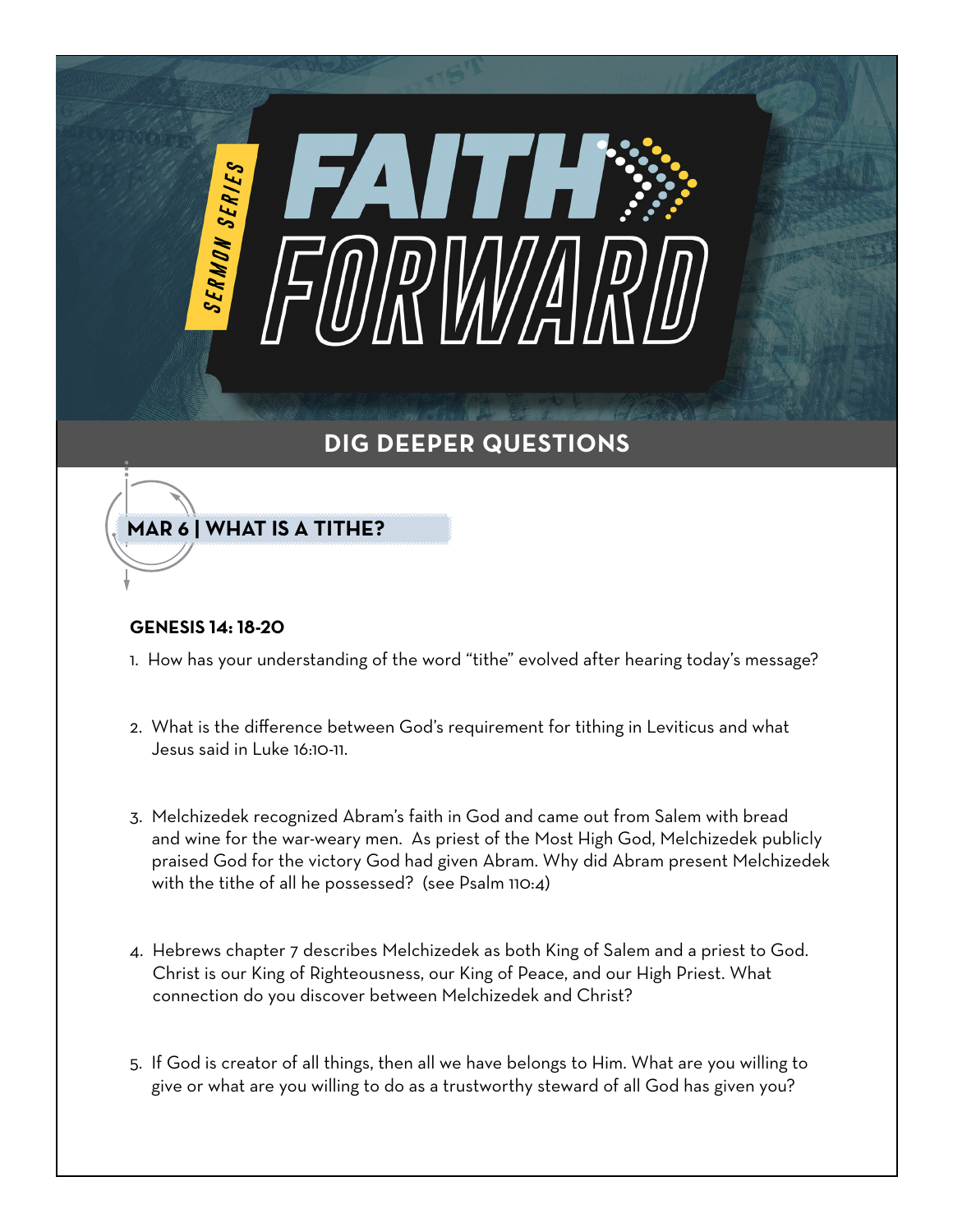SERMON SERIES

# FAITH FORWARD

## DIG DEEPER QUESTIONS

### MAR 6 | WHAT IS A TITHE?

**GENESIS 14: 18-20**

1. How has your understanding of the word "tithe" evolved after hearing today's message?

2. What is the difference between God's requirement for tithing in Leviticus and what Jesus said in Luke 16:10-11.

3. Melchizedek recognized Abram's faith in God and came out from Salem with bread and wine for the war-weary men. As priest of the Most High God, Melchizedek publicly praised God for the victory God had given Abram. Why did Abram present Melchizedek with the tithe of all he possessed? (see Psalm 110:4)

4. Hebrews chapter 7 describes Melchizedek as both King of Salem and a priest to God. Christ is our King of Righteousness, our King of Peace, and our High Priest. What connection do you discover between Melchizedek and Christ?

5. If God is creator of all things, then all we have belongs to Him. What are you willing to give or what are you willing to do as a trustworthy steward of all God has given you?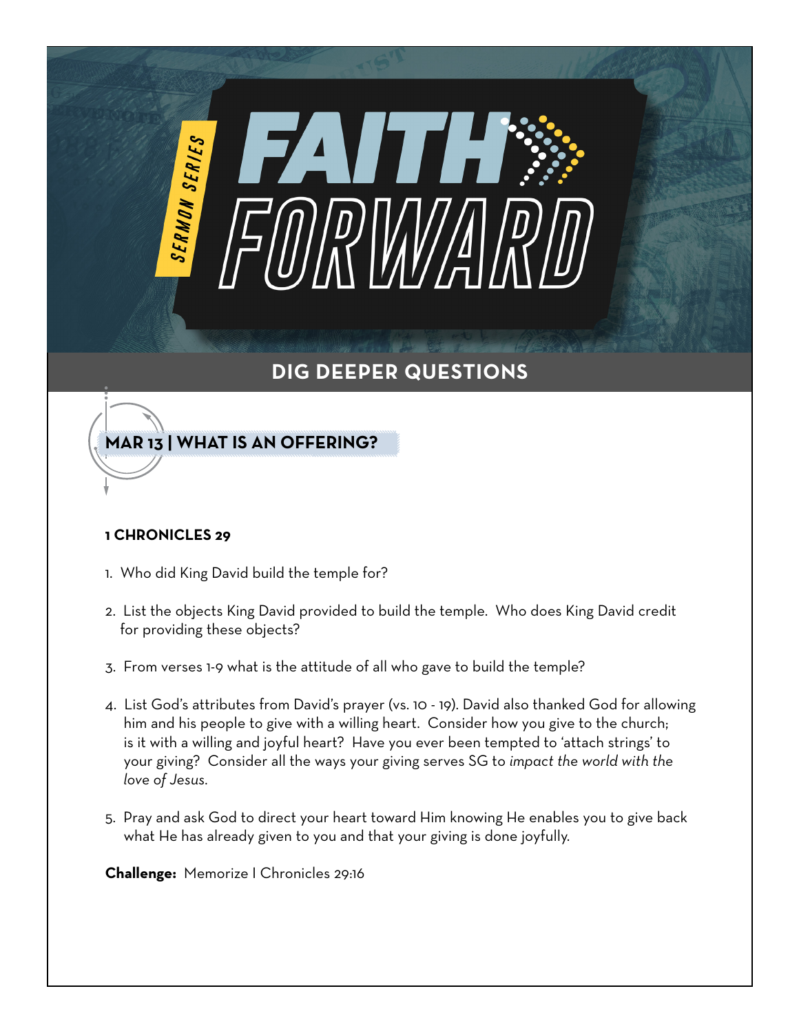SERMON SERIES

# FAITH FORWARD

## DIG DEEPER QUESTIONS

### MAR 13 | WHAT IS AN OFFERING?

**1 CHRONICLES 29**

1. Who did King David build the temple for?
2. List the objects King David provided to build the temple. Who does King David credit for providing these objects?
3. From verses 1-9 what is the attitude of all who gave to build the temple?
4. List God's attributes from David's prayer (vs. 10 - 19). David also thanked God for allowing him and his people to give with a willing heart. Consider how you give to the church; is it with a willing and joyful heart? Have you ever been tempted to 'attach strings' to your giving? Consider all the ways your giving serves SG to *impact the world with the love of Jesus*.
5. Pray and ask God to direct your heart toward Him knowing He enables you to give back what He has already given to you and that your giving is done joyfully.

**Challenge:** Memorize I Chronicles 29:16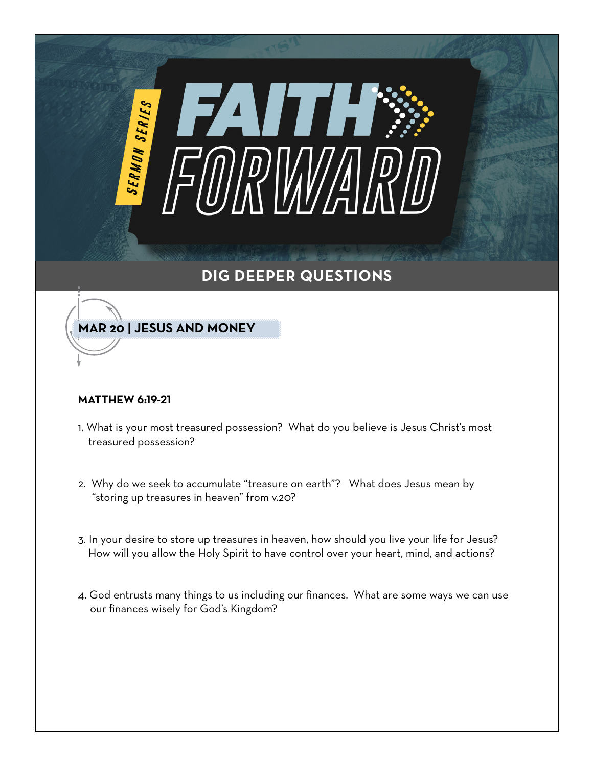SERMON SERIES

# FAITH FORWARD

## DIG DEEPER QUESTIONS

### MAR 20 | JESUS AND MONEY

**MATTHEW 6:19-21**

1. What is your most treasured possession? What do you believe is Jesus Christ's most treasured possession?

2. Why do we seek to accumulate "treasure on earth"? What does Jesus mean by "storing up treasures in heaven" from v.20?

3. In your desire to store up treasures in heaven, how should you live your life for Jesus? How will you allow the Holy Spirit to have control over your heart, mind, and actions?

4. God entrusts many things to us including our finances. What are some ways we can use our finances wisely for God's Kingdom?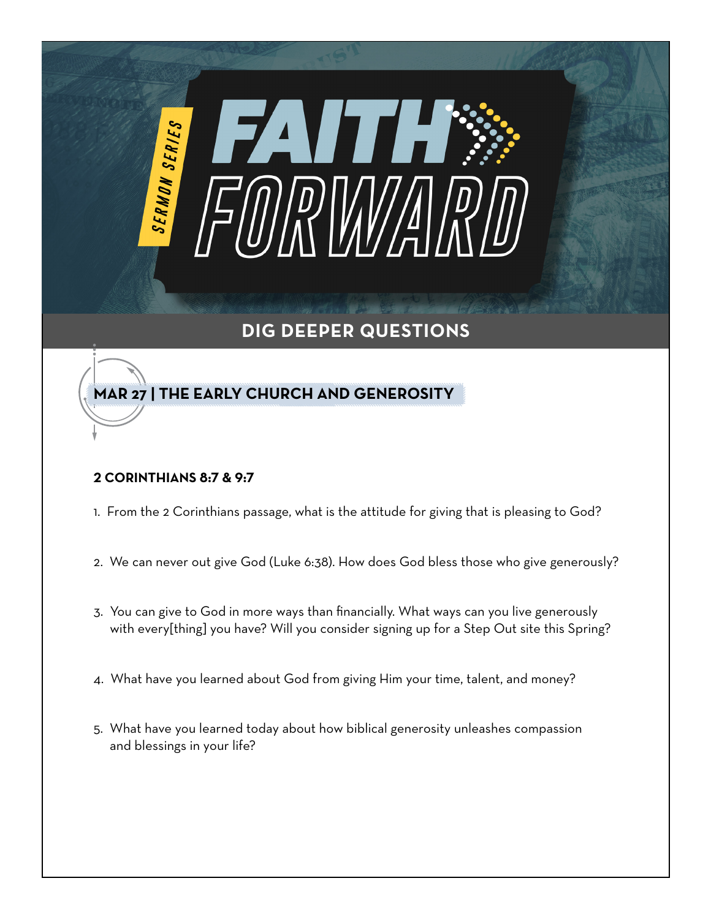SERMON SERIES

# FAITH FORWARD

## DIG DEEPER QUESTIONS

### MAR 27 | THE EARLY CHURCH AND GENEROSITY

**2 CORINTHIANS 8:7 & 9:7**

1. From the 2 Corinthians passage, what is the attitude for giving that is pleasing to God?

2. We can never out give God (Luke 6:38). How does God bless those who give generously?

3. You can give to God in more ways than financially. What ways can you live generously with every[thing] you have? Will you consider signing up for a Step Out site this Spring?

4. What have you learned about God from giving Him your time, talent, and money?

5. What have you learned today about how biblical generosity unleashes compassion and blessings in your life?